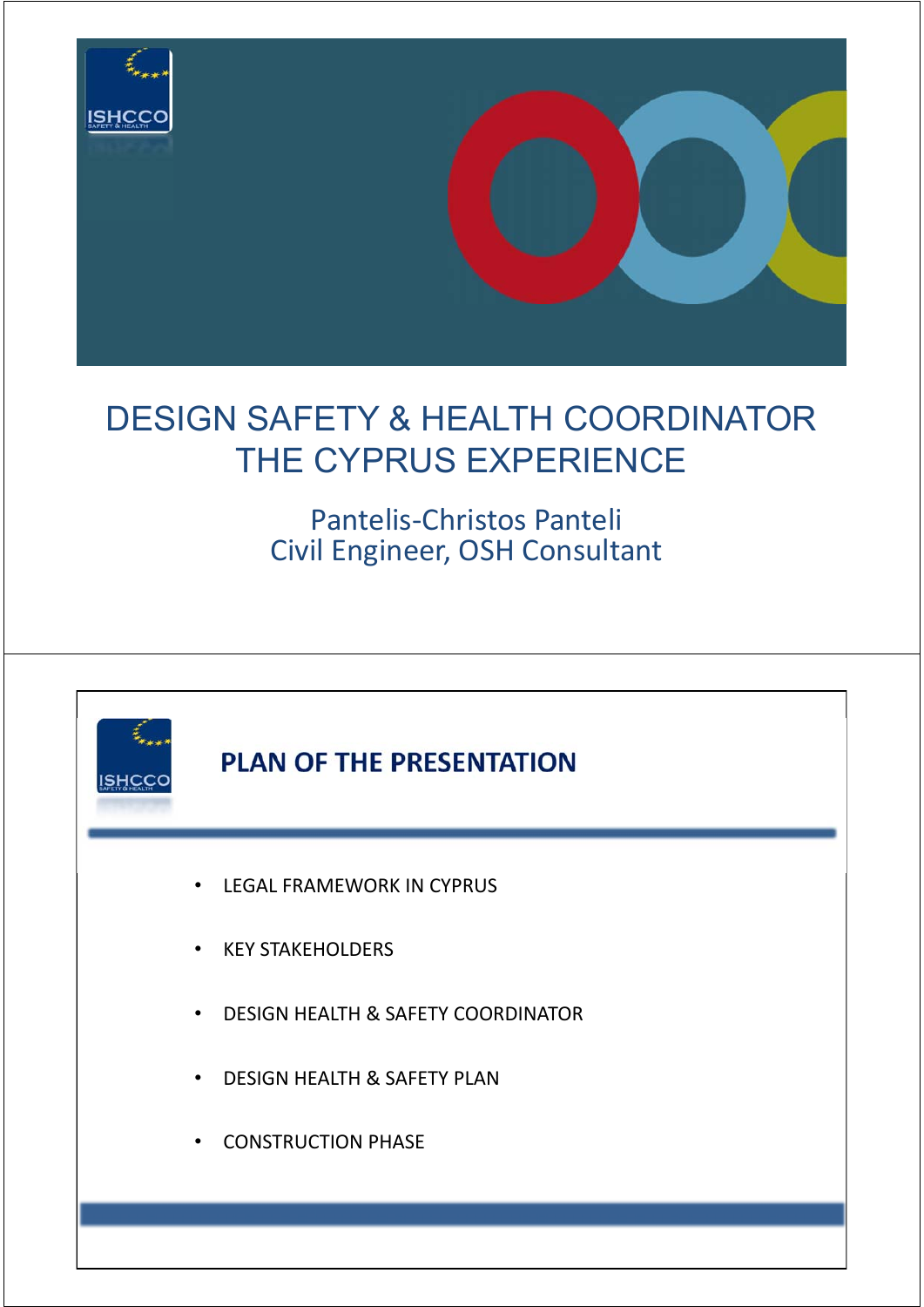# DESIGN SAFETY & HEALTH COORDINATOR THE CYPRUS EXPERIENCE

Pantelis-Christos Panteli
Civil Engineer, OSH Consultant

## PLAN OF THE PRESENTATION

- LEGAL FRAMEWORK IN CYPRUS
- KEY STAKEHOLDERS
- DESIGN HEALTH & SAFETY COORDINATOR
- DESIGN HEALTH & SAFETY PLAN
- CONSTRUCTION PHASE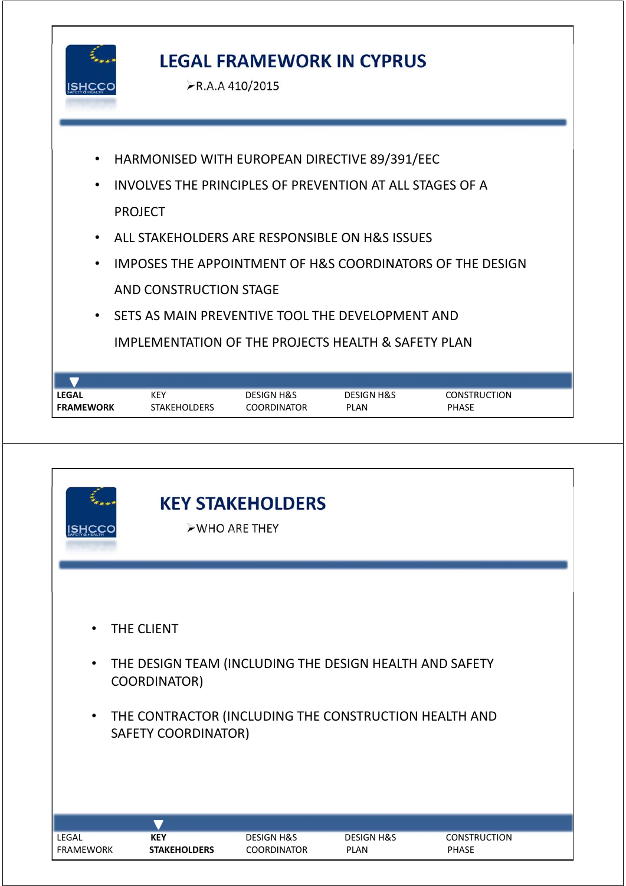## LEGAL FRAMEWORK IN CYPRUS

➢R.A.A 410/2015

- HARMONISED WITH EUROPEAN DIRECTIVE 89/391/EEC
- INVOLVES THE PRINCIPLES OF PREVENTION AT ALL STAGES OF A PROJECT
- ALL STAKEHOLDERS ARE RESPONSIBLE ON H&S ISSUES
- IMPOSES THE APPOINTMENT OF H&S COORDINATORS OF THE DESIGN AND CONSTRUCTION STAGE
- SETS AS MAIN PREVENTIVE TOOL THE DEVELOPMENT AND IMPLEMENTATION OF THE PROJECTS HEALTH & SAFETY PLAN

**LEGAL FRAMEWORK** | KEY STAKEHOLDERS | DESIGN H&S COORDINATOR | DESIGN H&S PLAN | CONSTRUCTION PHASE

## KEY STAKEHOLDERS

➢WHO ARE THEY

- THE CLIENT
- THE DESIGN TEAM (INCLUDING THE DESIGN HEALTH AND SAFETY COORDINATOR)
- THE CONTRACTOR (INCLUDING THE CONSTRUCTION HEALTH AND SAFETY COORDINATOR)

LEGAL FRAMEWORK | **KEY STAKEHOLDERS** | DESIGN H&S COORDINATOR | DESIGN H&S PLAN | CONSTRUCTION PHASE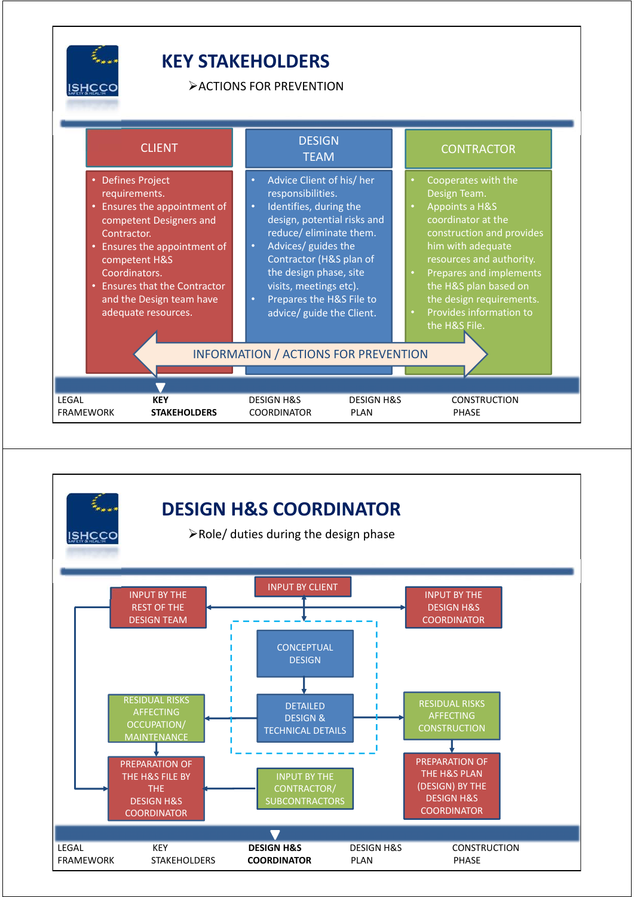# KEY STAKEHOLDERS

➢ACTIONS FOR PREVENTION

## CLIENT

- Defines Project requirements.
- Ensures the appointment of competent Designers and Contractor.
- Ensures the appointment of competent H&S Coordinators.
- Ensures that the Contractor and the Design team have adequate resources.

## DESIGN TEAM

- Advice Client of his/ her responsibilities.
- Identifies, during the design, potential risks and reduce/ eliminate them.
- Advices/ guides the Contractor (H&S plan of the design phase, site visits, meetings etc).
- Prepares the H&S File to advice/ guide the Client.

## CONTRACTOR

- Cooperates with the Design Team.
- Appoints a H&S coordinator at the construction and provides him with adequate resources and authority.
- Prepares and implements the H&S plan based on the design requirements.
- Provides information to the H&S File.

INFORMATION / ACTIONS FOR PREVENTION

LEGAL FRAMEWORK | **KEY STAKEHOLDERS** | DESIGN H&S COORDINATOR | DESIGN H&S PLAN | CONSTRUCTION PHASE

# DESIGN H&S COORDINATOR

➢Role/ duties during the design phase

- INPUT BY CLIENT
- INPUT BY THE REST OF THE DESIGN TEAM
- INPUT BY THE DESIGN H&S COORDINATOR
- CONCEPTUAL DESIGN
- DETAILED DESIGN & TECHNICAL DETAILS
- RESIDUAL RISKS AFFECTING OCCUPATION/ MAINTENANCE
- RESIDUAL RISKS AFFECTING CONSTRUCTION
- PREPARATION OF THE H&S FILE BY THE DESIGN H&S COORDINATOR
- INPUT BY THE CONTRACTOR/ SUBCONTRACTORS
- PREPARATION OF THE H&S PLAN (DESIGN) BY THE DESIGN H&S COORDINATOR

LEGAL FRAMEWORK | KEY STAKEHOLDERS | **DESIGN H&S COORDINATOR** | DESIGN H&S PLAN | CONSTRUCTION PHASE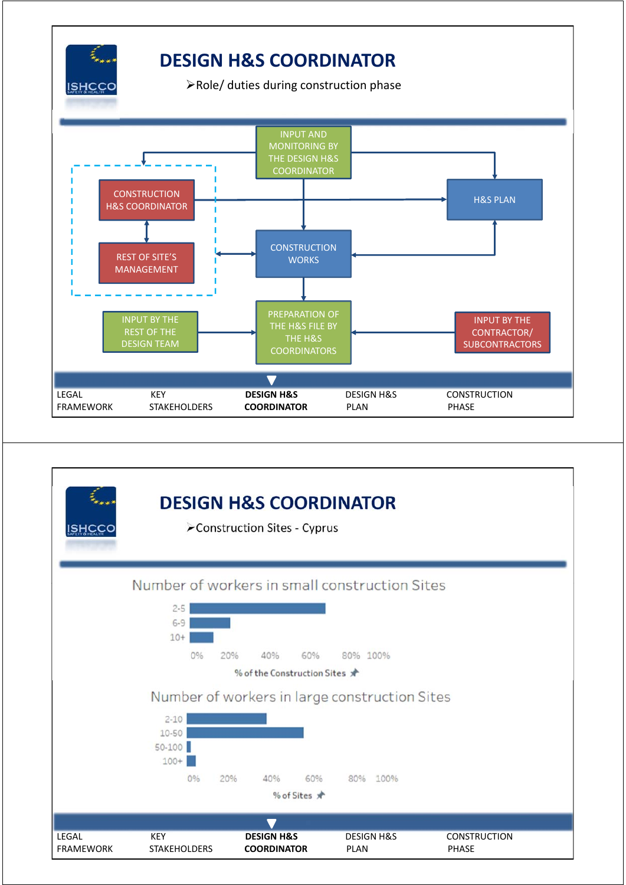# DESIGN H&S COORDINATOR

➢Role/ duties during construction phase

INPUT AND MONITORING BY THE DESIGN H&S COORDINATOR

CONSTRUCTION H&S COORDINATOR

REST OF SITE'S MANAGEMENT

H&S PLAN

CONSTRUCTION WORKS

INPUT BY THE REST OF THE DESIGN TEAM

PREPARATION OF THE H&S FILE BY THE H&S COORDINATORS

INPUT BY THE CONTRACTOR/ SUBCONTRACTORS

LEGAL FRAMEWORK | KEY STAKEHOLDERS | **DESIGN H&S COORDINATOR** | DESIGN H&S PLAN | CONSTRUCTION PHASE

# DESIGN H&S COORDINATOR

➢Construction Sites - Cyprus

Number of workers in small construction Sites

2-5

6-9

10+

0% 20% 40% 60% 80% 100%

% of the Construction Sites

Number of workers in large construction Sites

2-10

10-50

50-100

100+

0% 20% 40% 60% 80% 100%

% of Sites

LEGAL FRAMEWORK | KEY STAKEHOLDERS | **DESIGN H&S COORDINATOR** | DESIGN H&S PLAN | CONSTRUCTION PHASE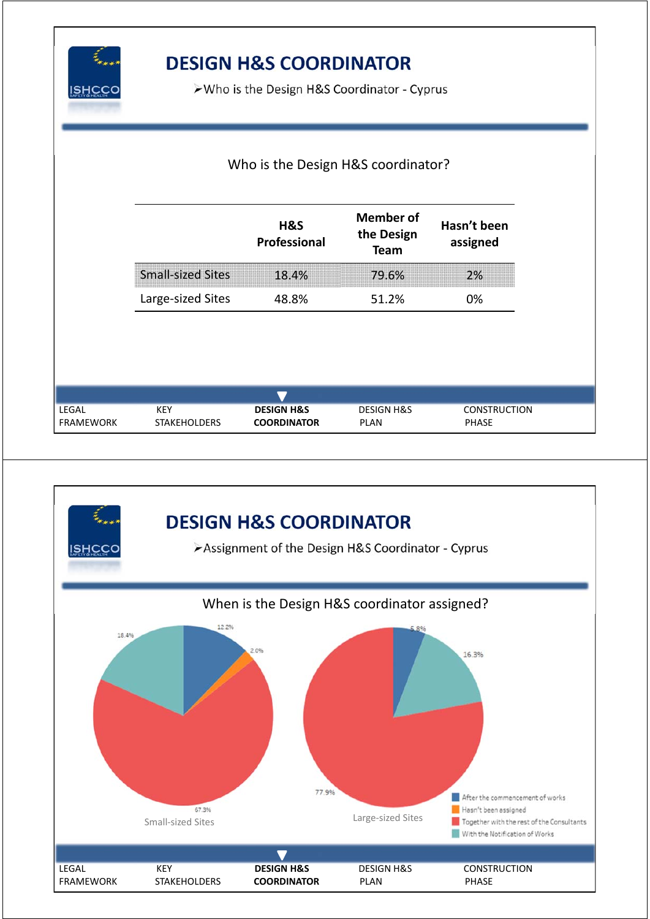# DESIGN H&S COORDINATOR

➢Who is the Design H&S Coordinator - Cyprus

Who is the Design H&S coordinator?

| | H&S Professional | Member of the Design Team | Hasn't been assigned |
|---|---|---|---|
| Small-sized Sites | 18.4% | 79.6% | 2% |
| Large-sized Sites | 48.8% | 51.2% | 0% |

LEGAL FRAMEWORK | KEY STAKEHOLDERS | **DESIGN H&S COORDINATOR** | DESIGN H&S PLAN | CONSTRUCTION PHASE

# DESIGN H&S COORDINATOR

➢Assignment of the Design H&S Coordinator - Cyprus

When is the Design H&S coordinator assigned?

Small-sized Sites: 12.2%, 2.0%, 67.3%, 18.4%

Large-sized Sites: 5.8%, 16.3%, 77.9%

- After the commencement of works
- Hasn't been assigned
- Together with the rest of the Consultants
- With the Notification of Works

LEGAL FRAMEWORK | KEY STAKEHOLDERS | **DESIGN H&S COORDINATOR** | DESIGN H&S PLAN | CONSTRUCTION PHASE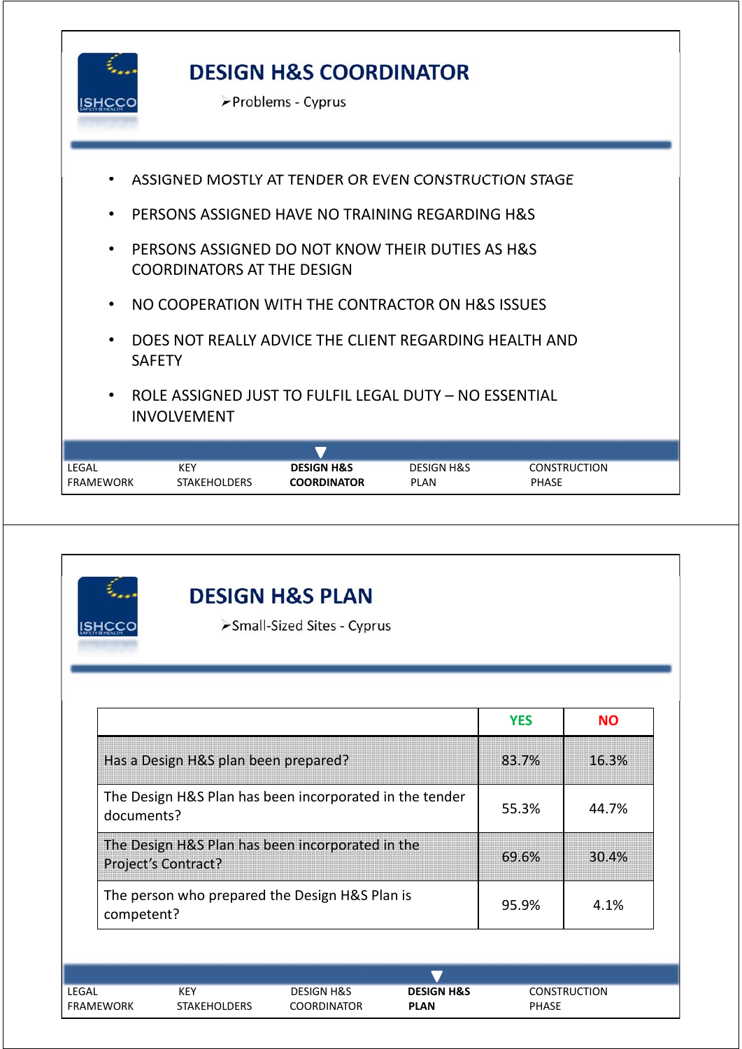# DESIGN H&S COORDINATOR

➢Problems - Cyprus

- ASSIGNED MOSTLY AT TENDER OR EVEN CONSTRUCTION STAGE
- PERSONS ASSIGNED HAVE NO TRAINING REGARDING H&S
- PERSONS ASSIGNED DO NOT KNOW THEIR DUTIES AS H&S COORDINATORS AT THE DESIGN
- NO COOPERATION WITH THE CONTRACTOR ON H&S ISSUES
- DOES NOT REALLY ADVICE THE CLIENT REGARDING HEALTH AND SAFETY
- ROLE ASSIGNED JUST TO FULFIL LEGAL DUTY – NO ESSENTIAL INVOLVEMENT

LEGAL FRAMEWORK | KEY STAKEHOLDERS | **DESIGN H&S COORDINATOR** | DESIGN H&S PLAN | CONSTRUCTION PHASE

# DESIGN H&S PLAN

➢Small-Sized Sites - Cyprus

| | YES | NO |
|---|---|---|
| Has a Design H&S plan been prepared? | 83.7% | 16.3% |
| The Design H&S Plan has been incorporated in the tender documents? | 55.3% | 44.7% |
| The Design H&S Plan has been incorporated in the Project's Contract? | 69.6% | 30.4% |
| The person who prepared the Design H&S Plan is competent? | 95.9% | 4.1% |

LEGAL FRAMEWORK | KEY STAKEHOLDERS | DESIGN H&S COORDINATOR | **DESIGN H&S PLAN** | CONSTRUCTION PHASE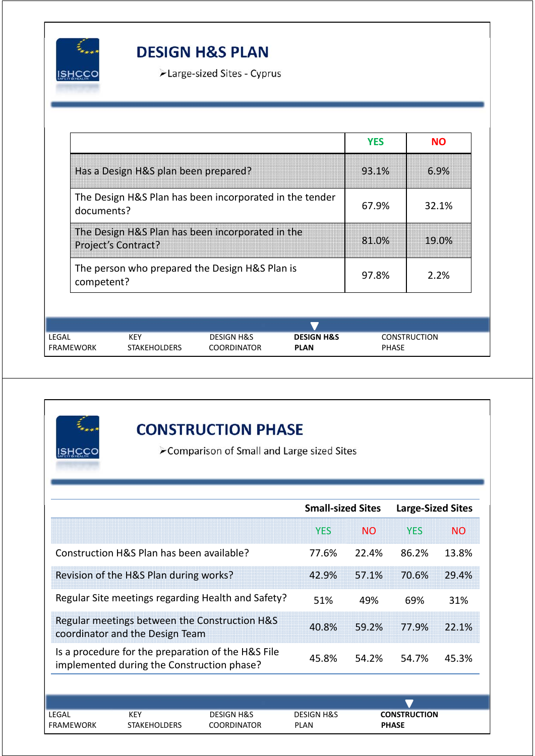## DESIGN H&S PLAN

➢Large-sized Sites - Cyprus

| | YES | NO |
|---|---|---|
| Has a Design H&S plan been prepared? | 93.1% | 6.9% |
| The Design H&S Plan has been incorporated in the tender documents? | 67.9% | 32.1% |
| The Design H&S Plan has been incorporated in the Project's Contract? | 81.0% | 19.0% |
| The person who prepared the Design H&S Plan is competent? | 97.8% | 2.2% |

LEGAL FRAMEWORK | KEY STAKEHOLDERS | DESIGN H&S COORDINATOR | **DESIGN H&S PLAN** | CONSTRUCTION PHASE

## CONSTRUCTION PHASE

➢Comparison of Small and Large sized Sites

| | Small-sized Sites | | Large-Sized Sites | |
|---|---|---|---|---|
| | YES | NO | YES | NO |
| Construction H&S Plan has been available? | 77.6% | 22.4% | 86.2% | 13.8% |
| Revision of the H&S Plan during works? | 42.9% | 57.1% | 70.6% | 29.4% |
| Regular Site meetings regarding Health and Safety? | 51% | 49% | 69% | 31% |
| Regular meetings between the Construction H&S coordinator and the Design Team | 40.8% | 59.2% | 77.9% | 22.1% |
| Is a procedure for the preparation of the H&S File implemented during the Construction phase? | 45.8% | 54.2% | 54.7% | 45.3% |

LEGAL FRAMEWORK | KEY STAKEHOLDERS | DESIGN H&S COORDINATOR | DESIGN H&S PLAN | **CONSTRUCTION PHASE**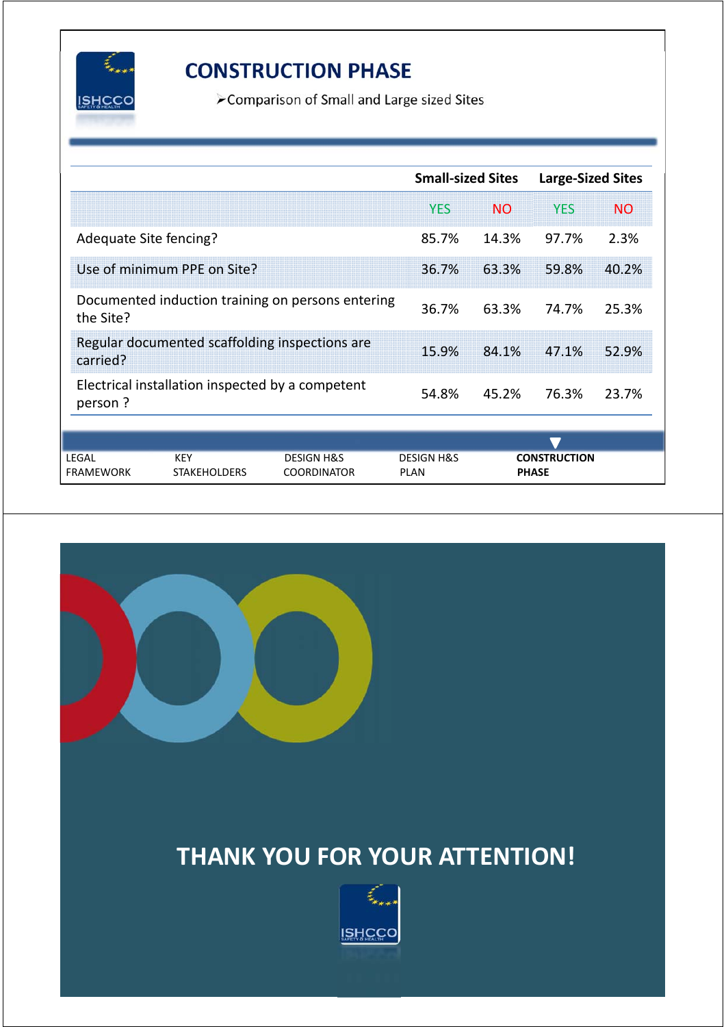# CONSTRUCTION PHASE

➢Comparison of Small and Large sized Sites

| | Small-sized Sites | | Large-Sized Sites | |
|---|---|---|---|---|
| | YES | NO | YES | NO |
| Adequate Site fencing? | 85.7% | 14.3% | 97.7% | 2.3% |
| Use of minimum PPE on Site? | 36.7% | 63.3% | 59.8% | 40.2% |
| Documented induction training on persons entering the Site? | 36.7% | 63.3% | 74.7% | 25.3% |
| Regular documented scaffolding inspections are carried? | 15.9% | 84.1% | 47.1% | 52.9% |
| Electrical installation inspected by a competent person ? | 54.8% | 45.2% | 76.3% | 23.7% |

LEGAL FRAMEWORK | KEY STAKEHOLDERS | DESIGN H&S COORDINATOR | DESIGN H&S PLAN | **CONSTRUCTION PHASE**

# THANK YOU FOR YOUR ATTENTION!